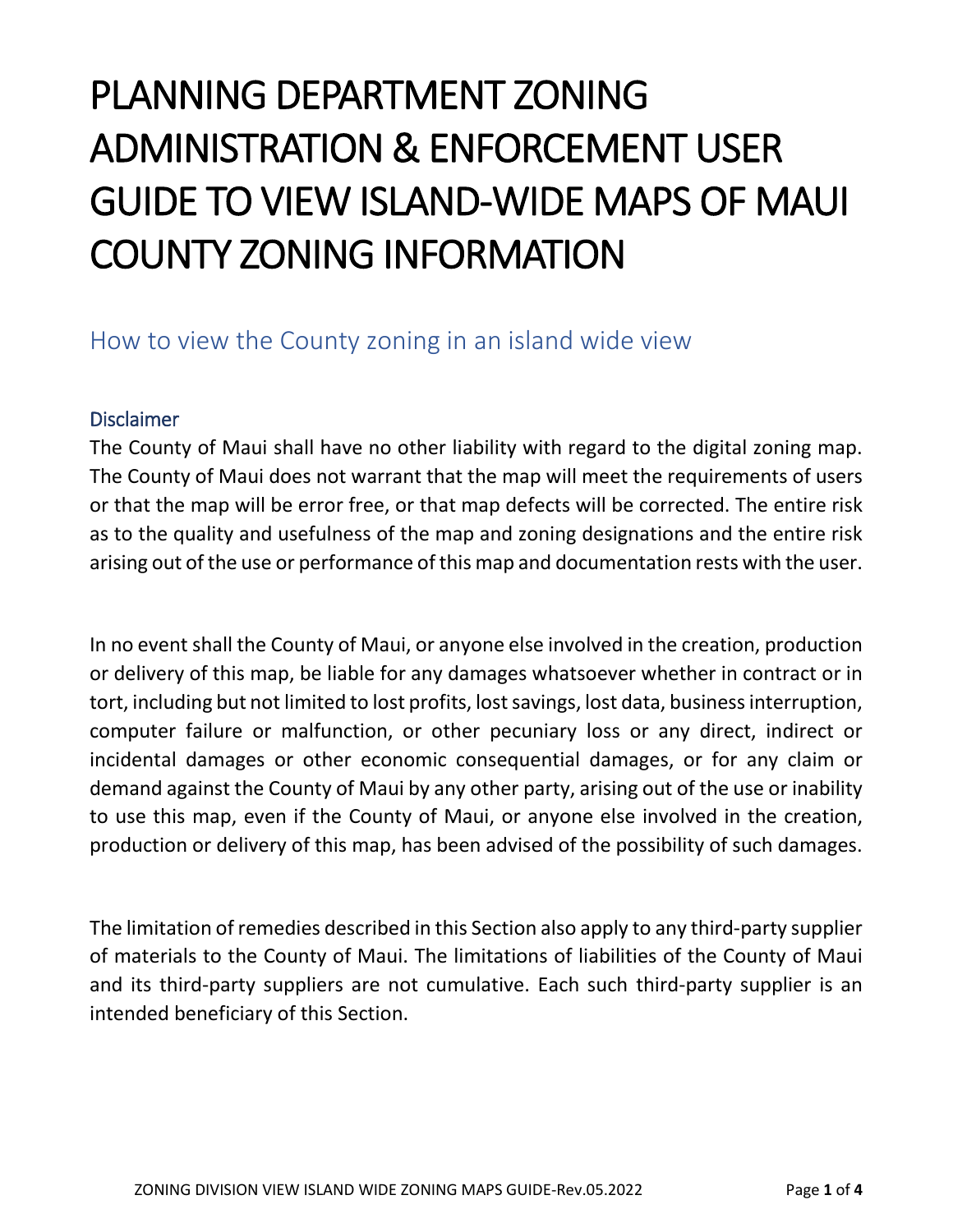# PLANNING DEPARTMENT ZONING ADMINISTRATION & ENFORCEMENT USER GUIDE TO VIEW ISLAND-WIDE MAPS OF MAUI COUNTY ZONING INFORMATION

## How to view the County zoning in an island wide view

### Disclaimer

The County of Maui shall have no other liability with regard to the digital zoning map. The County of Maui does not warrant that the map will meet the requirements of users or that the map will be error free, or that map defects will be corrected. The entire risk as to the quality and usefulness of the map and zoning designations and the entire risk arising out of the use or performance of this map and documentation rests with the user.

In no event shall the County of Maui, or anyone else involved in the creation, production or delivery of this map, be liable for any damages whatsoever whether in contract or in tort, including but not limited to lost profits, lost savings, lost data, business interruption, computer failure or malfunction, or other pecuniary loss or any direct, indirect or incidental damages or other economic consequential damages, or for any claim or demand against the County of Maui by any other party, arising out of the use or inability to use this map, even if the County of Maui, or anyone else involved in the creation, production or delivery of this map, has been advised of the possibility of such damages.

The limitation of remedies described in this Section also apply to any third-party supplier of materials to the County of Maui. The limitations of liabilities of the County of Maui and its third-party suppliers are not cumulative. Each such third-party supplier is an intended beneficiary of this Section.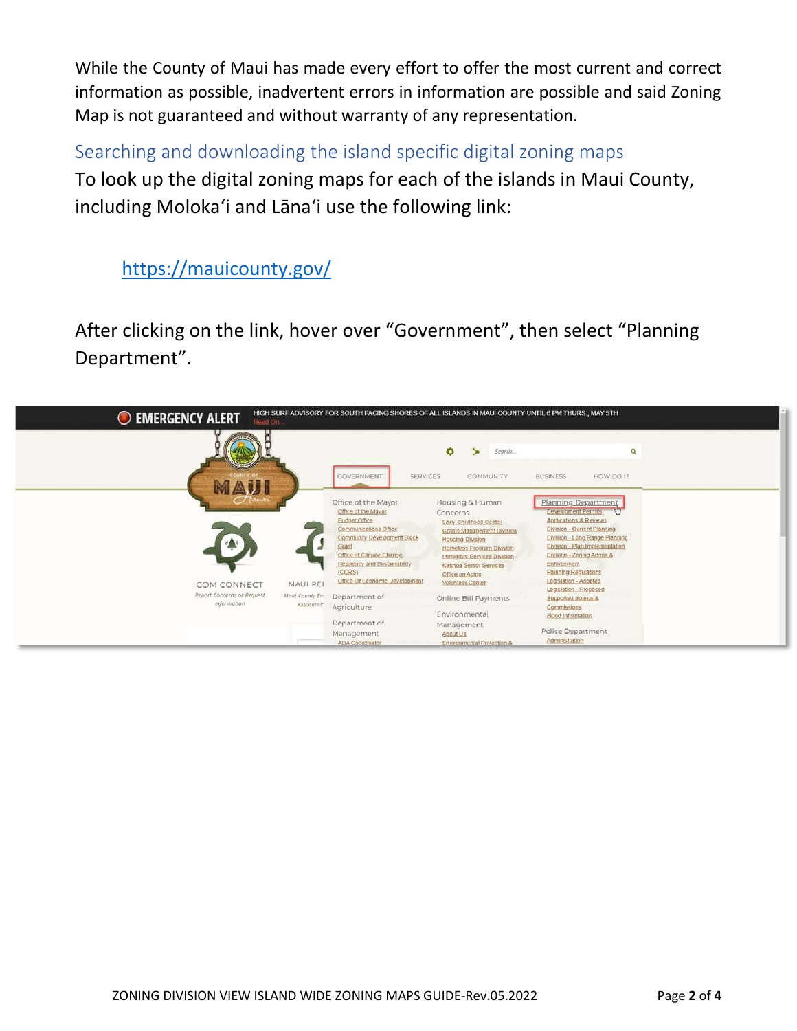While the County of Maui has made every effort to offer the most current and correct information as possible, inadvertent errors in information are possible and said Zoning Map is not guaranteed and without warranty of any representation.

## Searching and downloading the island specific digital zoning maps

To look up the digital zoning maps for each of the islands in Maui County, including Molokaʻi and Lānaʻi use the following link:

https://mauicounty.gov/

After clicking on the link, hover over “Government”, then select “Planning Department”.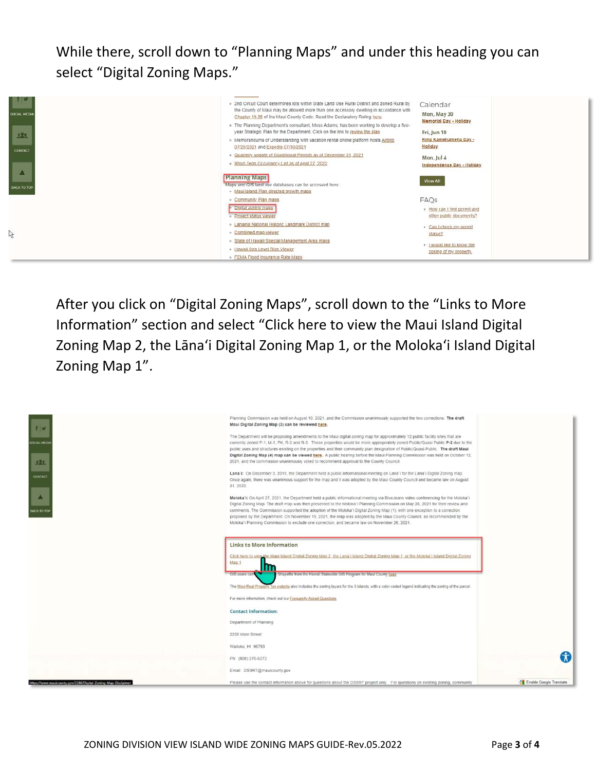While there, scroll down to “Planning Maps” and under this heading you can select “Digital Zoning Maps.”

After you click on “Digital Zoning Maps”, scroll down to the “Links to More Information” section and select “Click here to view the Maui Island Digital Zoning Map 2, the Lānaʻi Digital Zoning Map 1, or the Molokaʻi Island Digital Zoning Map 1”.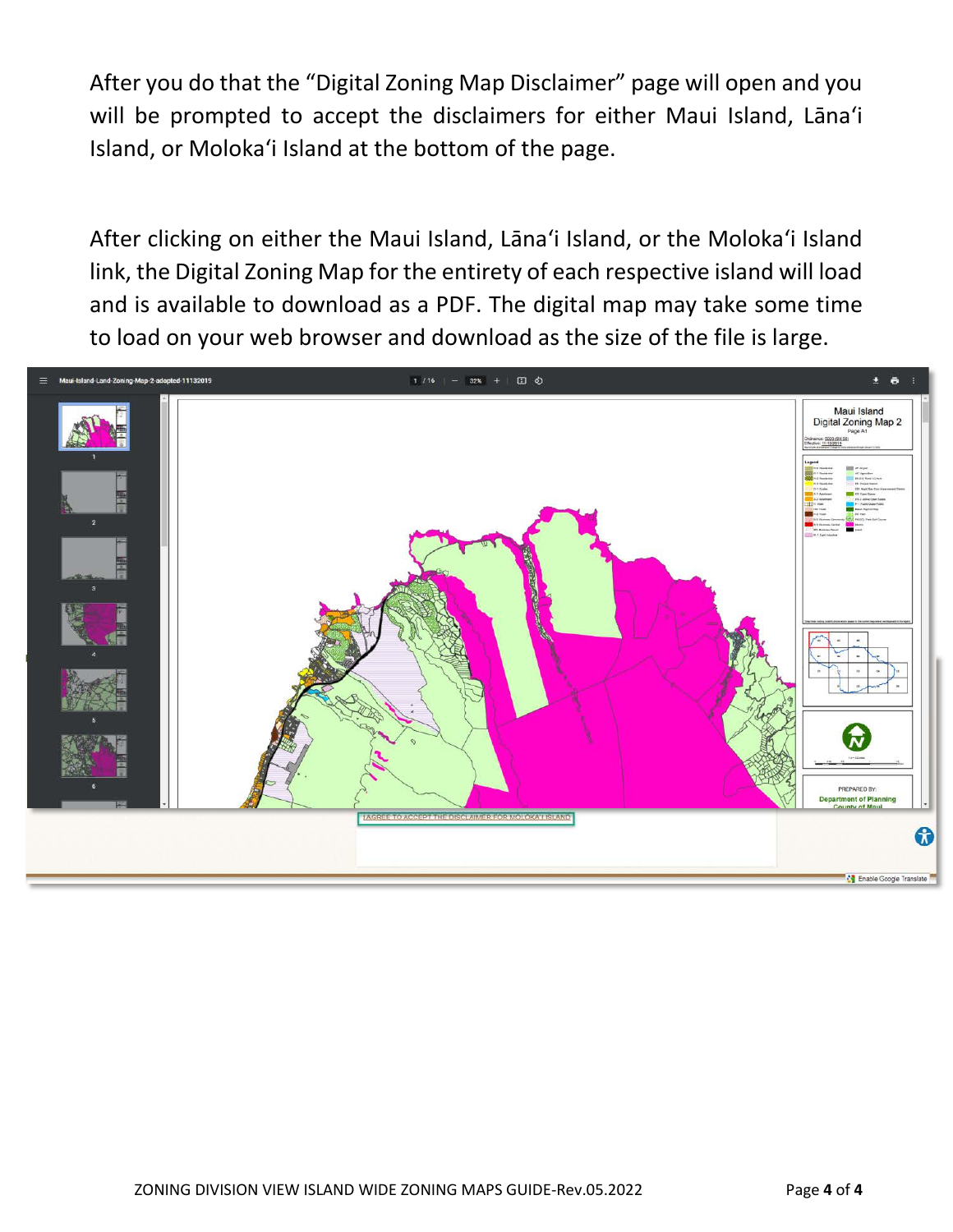After you do that the "Digital Zoning Map Disclaimer" page will open and you will be prompted to accept the disclaimers for either Maui Island, Lānaʻi Island, or Molokaʻi Island at the bottom of the page.

After clicking on either the Maui Island, Lānaʻi Island, or the Molokaʻi Island link, the Digital Zoning Map for the entirety of each respective island will load and is available to download as a PDF. The digital map may take some time to load on your web browser and download as the size of the file is large.